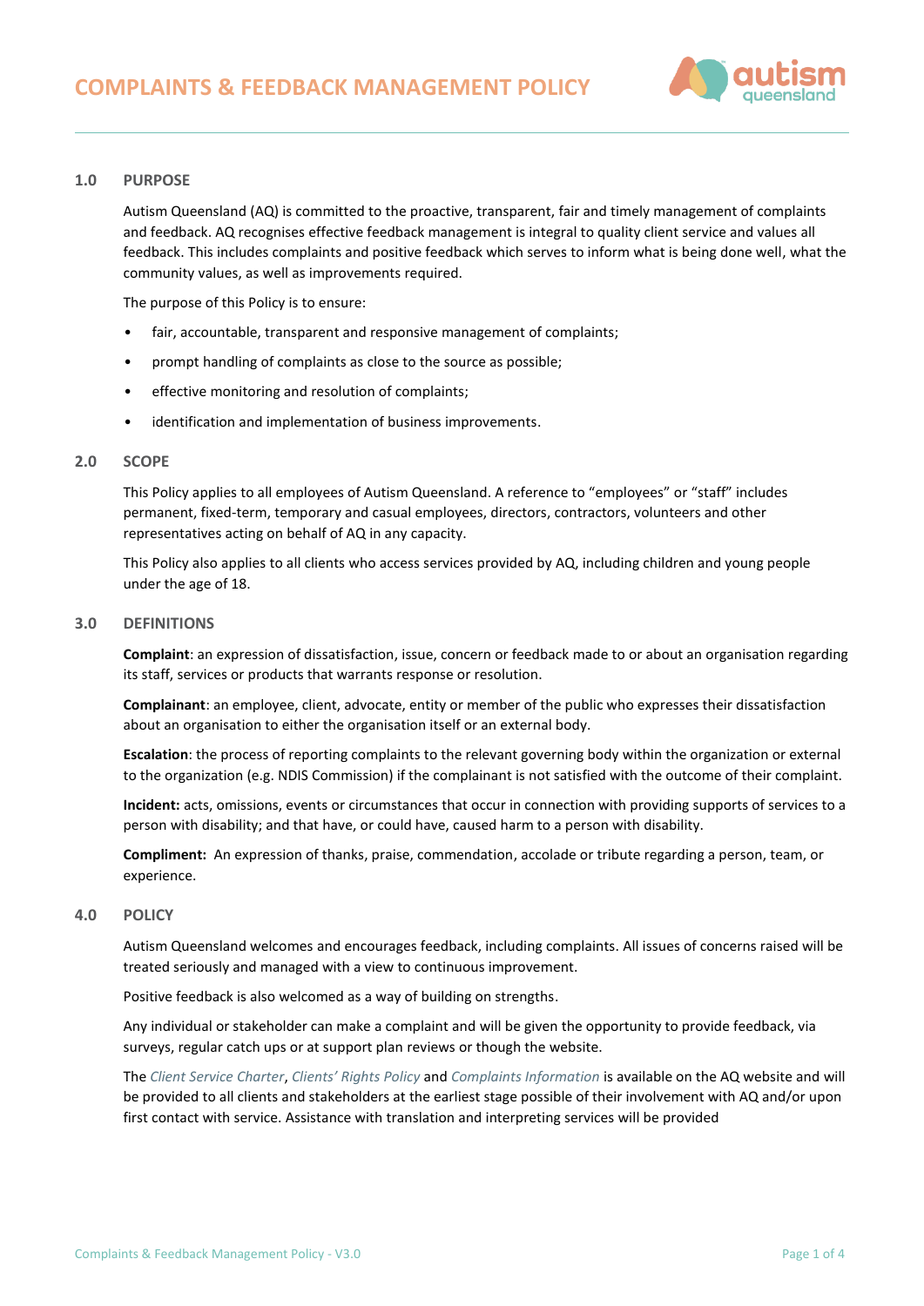# COMPLAINTS & FEEDBACK MANAGEMENT POLICY

## 1.0 PURPOSE

Autism Queensland (AQ) is committed to the proactive, transparent, fair and timely management of complaints and feedback. AQ recognises effective feedback management is integral to quality client service and values all feedback. This includes complaints and positive feedback which serves to inform what is being done well, what the community values, as well as improvements required.

The purpose of this Policy is to ensure:

- fair, accountable, transparent and responsive management of complaints;
- prompt handling of complaints as close to the source as possible;
- effective monitoring and resolution of complaints;
- identification and implementation of business improvements.

## 2.0 SCOPE

This Policy applies to all employees of Autism Queensland. A reference to "employees" or "staff" includes permanent, fixed-term, temporary and casual employees, directors, contractors, volunteers and other representatives acting on behalf of AQ in any capacity.

This Policy also applies to all clients who access services provided by AQ, including children and young people under the age of 18.

## 3.0 DEFINITIONS

**Complaint**: an expression of dissatisfaction, issue, concern or feedback made to or about an organisation regarding its staff, services or products that warrants response or resolution.

**Complainant**: an employee, client, advocate, entity or member of the public who expresses their dissatisfaction about an organisation to either the organisation itself or an external body.

**Escalation**: the process of reporting complaints to the relevant governing body within the organization or external to the organization (e.g. NDIS Commission) if the complainant is not satisfied with the outcome of their complaint.

**Incident:** acts, omissions, events or circumstances that occur in connection with providing supports of services to a person with disability; and that have, or could have, caused harm to a person with disability.

**Compliment:** An expression of thanks, praise, commendation, accolade or tribute regarding a person, team, or experience.

## 4.0 POLICY

Autism Queensland welcomes and encourages feedback, including complaints. All issues of concerns raised will be treated seriously and managed with a view to continuous improvement.

Positive feedback is also welcomed as a way of building on strengths.

Any individual or stakeholder can make a complaint and will be given the opportunity to provide feedback, via surveys, regular catch ups or at support plan reviews or though the website.

The *Client Service Charter*, *Clients' Rights Policy* and *Complaints Information* is available on the AQ website and will be provided to all clients and stakeholders at the earliest stage possible of their involvement with AQ and/or upon first contact with service. Assistance with translation and interpreting services will be provided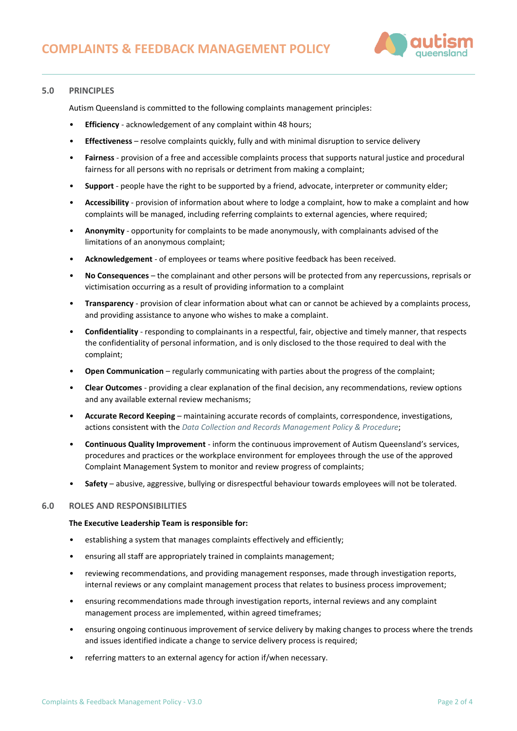## 5.0 PRINCIPLES

Autism Queensland is committed to the following complaints management principles:

- **Efficiency** - acknowledgement of any complaint within 48 hours;
- **Effectiveness** – resolve complaints quickly, fully and with minimal disruption to service delivery
- **Fairness** - provision of a free and accessible complaints process that supports natural justice and procedural fairness for all persons with no reprisals or detriment from making a complaint;
- **Support** - people have the right to be supported by a friend, advocate, interpreter or community elder;
- **Accessibility** - provision of information about where to lodge a complaint, how to make a complaint and how complaints will be managed, including referring complaints to external agencies, where required;
- **Anonymity** - opportunity for complaints to be made anonymously, with complainants advised of the limitations of an anonymous complaint;
- **Acknowledgement** - of employees or teams where positive feedback has been received.
- **No Consequences** – the complainant and other persons will be protected from any repercussions, reprisals or victimisation occurring as a result of providing information to a complaint
- **Transparency** - provision of clear information about what can or cannot be achieved by a complaints process, and providing assistance to anyone who wishes to make a complaint.
- **Confidentiality** - responding to complainants in a respectful, fair, objective and timely manner, that respects the confidentiality of personal information, and is only disclosed to the those required to deal with the complaint;
- **Open Communication** – regularly communicating with parties about the progress of the complaint;
- **Clear Outcomes** - providing a clear explanation of the final decision, any recommendations, review options and any available external review mechanisms;
- **Accurate Record Keeping** – maintaining accurate records of complaints, correspondence, investigations, actions consistent with the *Data Collection and Records Management Policy & Procedure*;
- **Continuous Quality Improvement** - inform the continuous improvement of Autism Queensland's services, procedures and practices or the workplace environment for employees through the use of the approved Complaint Management System to monitor and review progress of complaints;
- **Safety** – abusive, aggressive, bullying or disrespectful behaviour towards employees will not be tolerated.

## 6.0 ROLES AND RESPONSIBILITIES

**The Executive Leadership Team is responsible for:**

- establishing a system that manages complaints effectively and efficiently;
- ensuring all staff are appropriately trained in complaints management;
- reviewing recommendations, and providing management responses, made through investigation reports, internal reviews or any complaint management process that relates to business process improvement;
- ensuring recommendations made through investigation reports, internal reviews and any complaint management process are implemented, within agreed timeframes;
- ensuring ongoing continuous improvement of service delivery by making changes to process where the trends and issues identified indicate a change to service delivery process is required;
- referring matters to an external agency for action if/when necessary.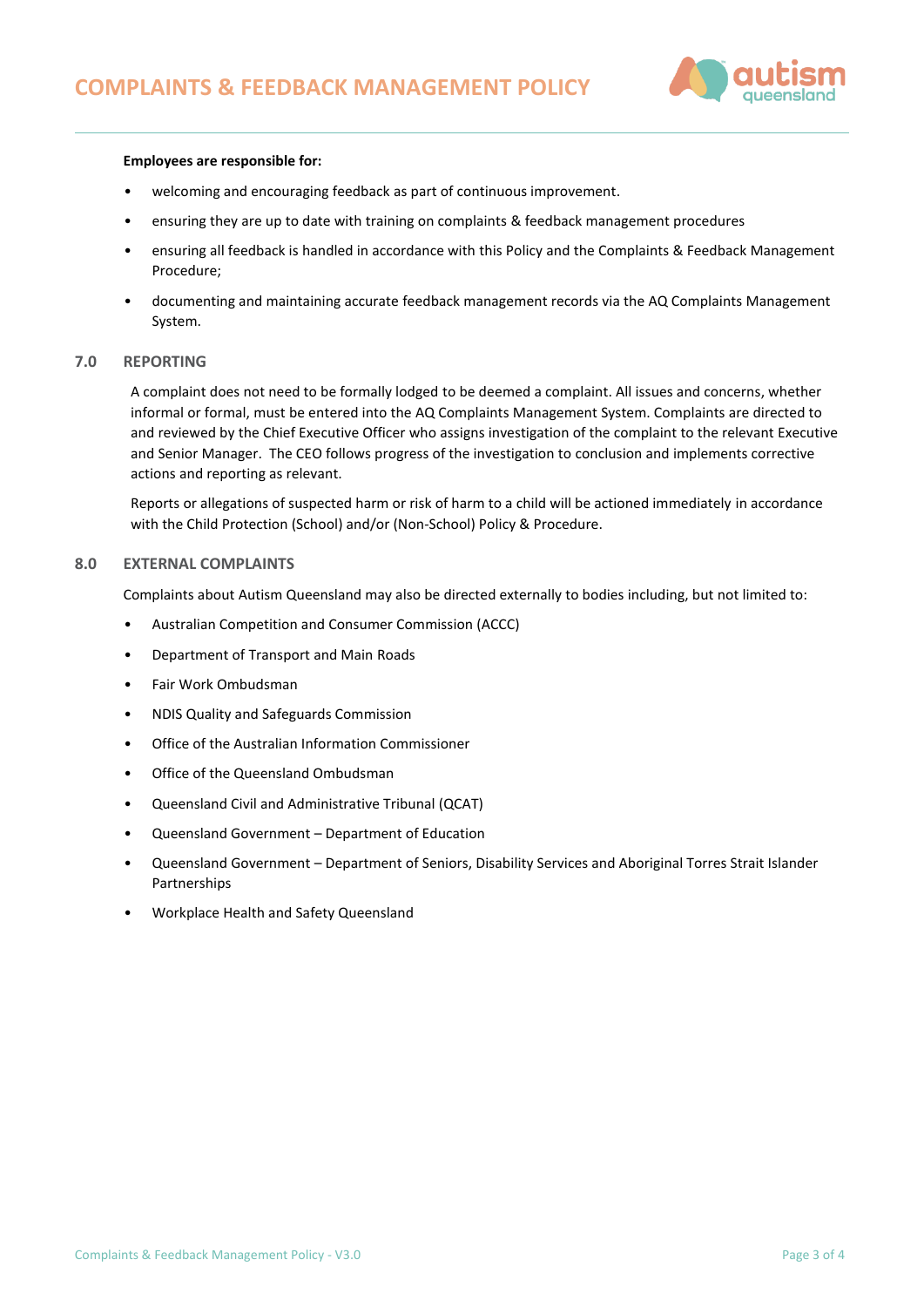**Employees are responsible for:**

- welcoming and encouraging feedback as part of continuous improvement.
- ensuring they are up to date with training on complaints & feedback management procedures
- ensuring all feedback is handled in accordance with this Policy and the Complaints & Feedback Management Procedure;
- documenting and maintaining accurate feedback management records via the AQ Complaints Management System.

## 7.0 REPORTING

A complaint does not need to be formally lodged to be deemed a complaint. All issues and concerns, whether informal or formal, must be entered into the AQ Complaints Management System. Complaints are directed to and reviewed by the Chief Executive Officer who assigns investigation of the complaint to the relevant Executive and Senior Manager. The CEO follows progress of the investigation to conclusion and implements corrective actions and reporting as relevant.

Reports or allegations of suspected harm or risk of harm to a child will be actioned immediately in accordance with the Child Protection (School) and/or (Non-School) Policy & Procedure.

## 8.0 EXTERNAL COMPLAINTS

Complaints about Autism Queensland may also be directed externally to bodies including, but not limited to:

- Australian Competition and Consumer Commission (ACCC)
- Department of Transport and Main Roads
- Fair Work Ombudsman
- NDIS Quality and Safeguards Commission
- Office of the Australian Information Commissioner
- Office of the Queensland Ombudsman
- Queensland Civil and Administrative Tribunal (QCAT)
- Queensland Government – Department of Education
- Queensland Government – Department of Seniors, Disability Services and Aboriginal Torres Strait Islander Partnerships
- Workplace Health and Safety Queensland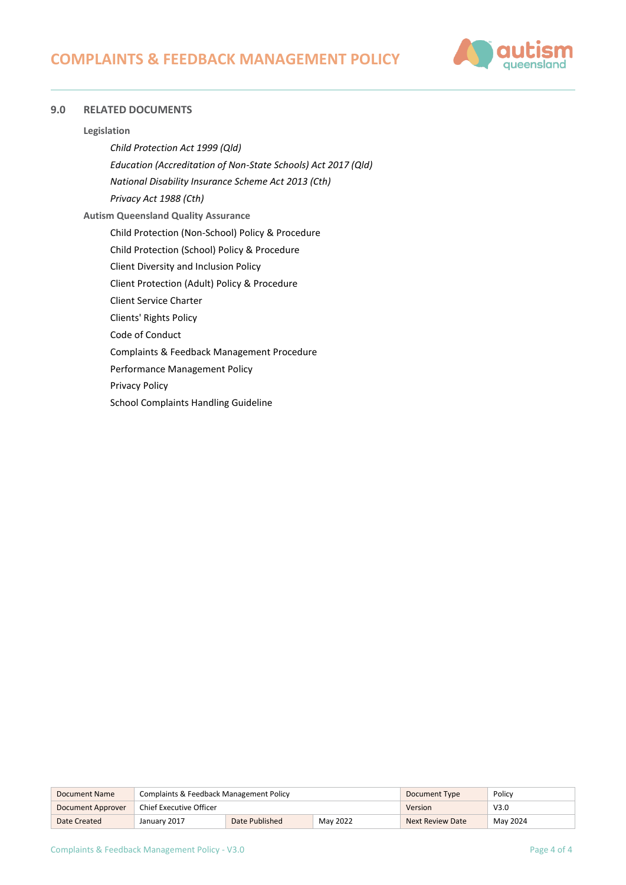## 9.0 RELATED DOCUMENTS

**Legislation**

*Child Protection Act 1999 (Qld)*

*Education (Accreditation of Non-State Schools) Act 2017 (Qld)*

*National Disability Insurance Scheme Act 2013 (Cth)*

*Privacy Act 1988 (Cth)*

**Autism Queensland Quality Assurance**

Child Protection (Non-School) Policy & Procedure

Child Protection (School) Policy & Procedure

Client Diversity and Inclusion Policy

Client Protection (Adult) Policy & Procedure

Client Service Charter

Clients' Rights Policy

Code of Conduct

Complaints & Feedback Management Procedure

Performance Management Policy

Privacy Policy

School Complaints Handling Guideline

| | | | | | |
|---|---|---|---|---|---|
| Document Name | Complaints & Feedback Management Policy | | | Document Type | Policy |
| Document Approver | Chief Executive Officer | | | Version | V3.0 |
| Date Created | January 2017 | Date Published | May 2022 | Next Review Date | May 2024 |